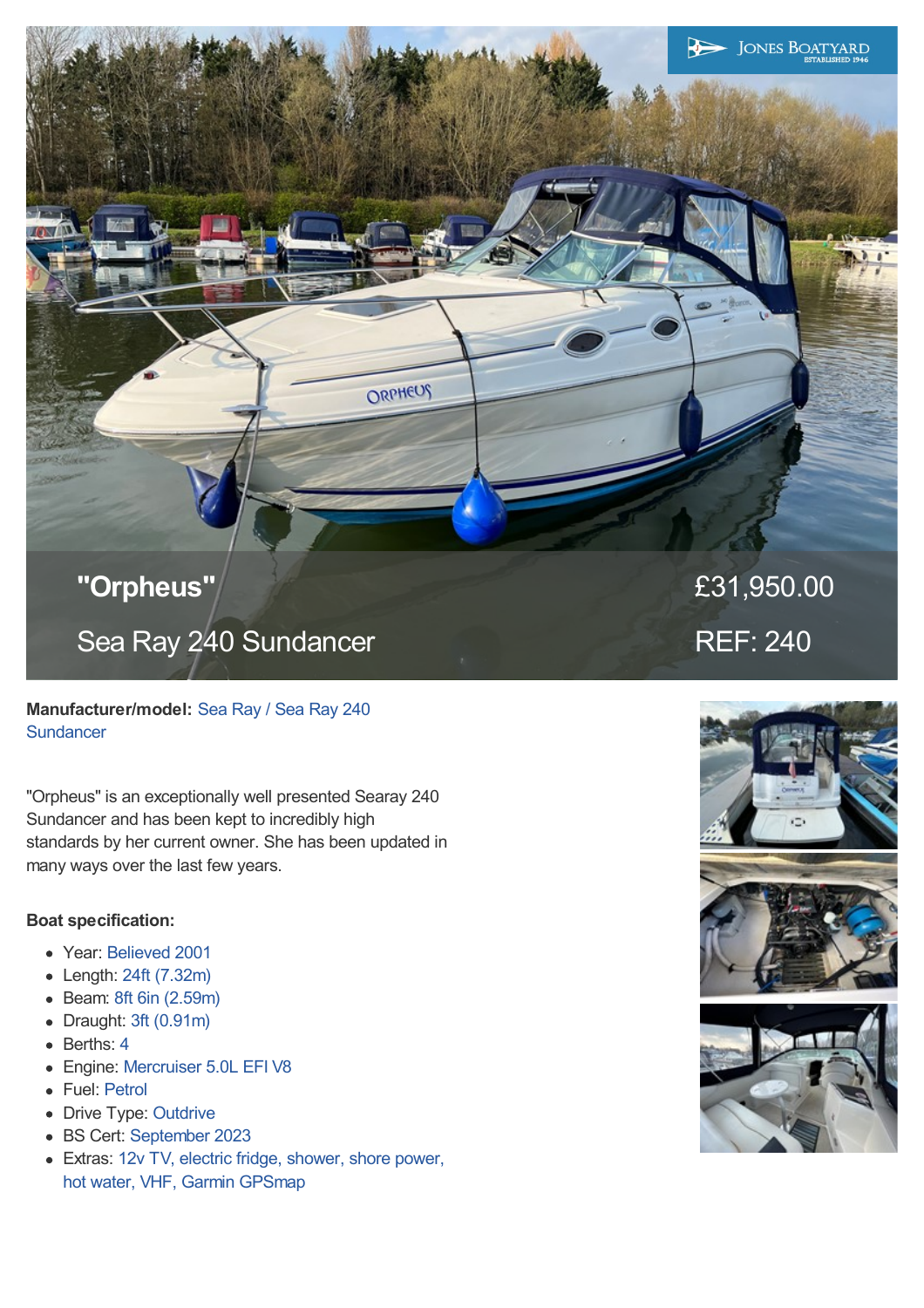# "Orpheus"

## Sea Ray 240 Sundancer

£31,950.00

REF: 240

**Manufacturer/model:** Sea Ray / Sea Ray 240 Sundancer

"Orpheus" is an exceptionally well presented Searay 240 Sundancer and has been kept to incredibly high standards by her current owner. She has been updated in many ways over the last few years.

**Boat specification:**

- Year: Believed 2001
- Length: 24ft (7.32m)
- Beam: 8ft 6in (2.59m)
- Draught: 3ft (0.91m)
- Berths: 4
- Engine: Mercruiser 5.0L EFI V8
- Fuel: Petrol
- Drive Type: Outdrive
- BS Cert: September 2023
- Extras: 12v TV, electric fridge, shower, shore power, hot water, VHF, Garmin GPSmap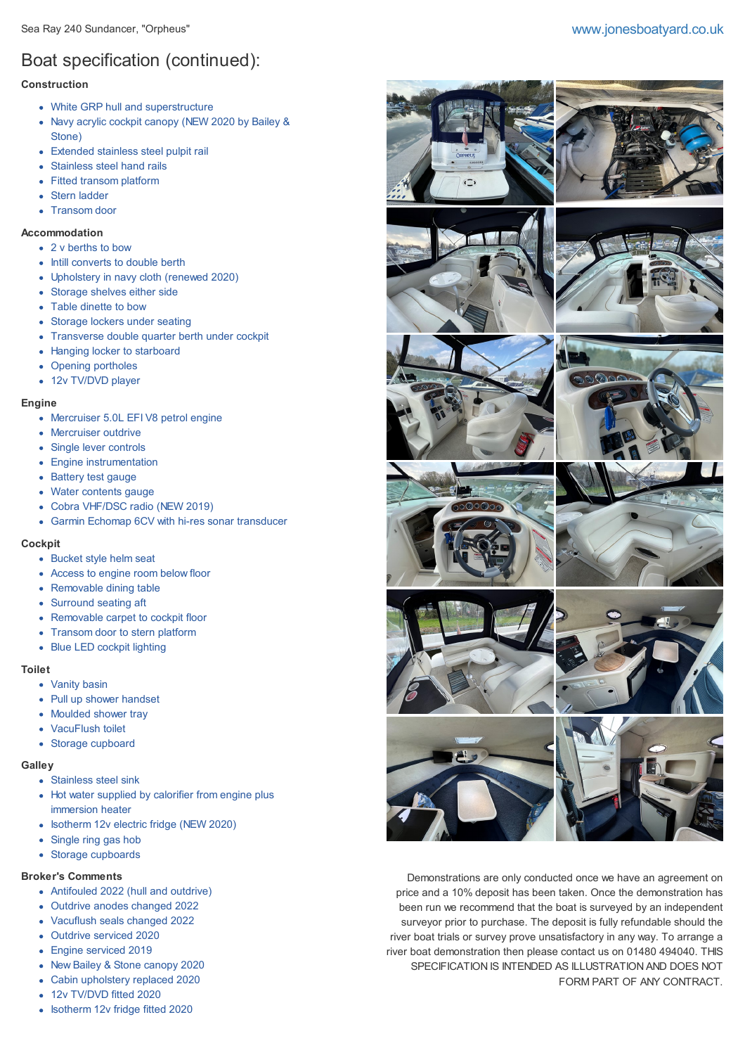# Boat specification (continued):

### Construction

- White GRP hull and superstructure
- Navy acrylic cockpit canopy (NEW 2020 by Bailey & Stone)
- Extended stainless steel pulpit rail
- Stainless steel hand rails
- Fitted transom platform
- Stern ladder
- Transom door

### Accommodation

- 2 v berths to bow
- Intill converts to double berth
- Upholstery in navy cloth (renewed 2020)
- Storage shelves either side
- Table dinette to bow
- Storage lockers under seating
- Transverse double quarter berth under cockpit
- Hanging locker to starboard
- Opening portholes
- 12v TV/DVD player

### Engine

- Mercruiser 5.0L EFI V8 petrol engine
- Mercruiser outdrive
- Single lever controls
- Engine instrumentation
- Battery test gauge
- Water contents gauge
- Cobra VHF/DSC radio (NEW 2019)
- Garmin Echomap 6CV with hi-res sonar transducer

### Cockpit

- Bucket style helm seat
- Access to engine room below floor
- Removable dining table
- Surround seating aft
- Removable carpet to cockpit floor
- Transom door to stern platform
- Blue LED cockpit lighting

### Toilet

- Vanity basin
- Pull up shower handset
- Moulded shower tray
- VacuFlush toilet
- Storage cupboard

### Galley

- Stainless steel sink
- Hot water supplied by calorifier from engine plus immersion heater
- Isotherm 12v electric fridge (NEW 2020)
- Single ring gas hob
- Storage cupboards

### Broker's Comments

- Antifouled 2022 (hull and outdrive)
- Outdrive anodes changed 2022
- Vacuflush seals changed 2022
- Outdrive serviced 2020
- Engine serviced 2019
- New Bailey & Stone canopy 2020
- Cabin upholstery replaced 2020
- 12v TV/DVD fitted 2020
- Isotherm 12v fridge fitted 2020

Demonstrations are only conducted once we have an agreement on price and a 10% deposit has been taken. Once the demonstration has been run we recommend that the boat is surveyed by an independent surveyor prior to purchase. The deposit is fully refundable should the river boat trials or survey prove unsatisfactory in any way. To arrange a river boat demonstration then please contact us on 01480 494040. THIS SPECIFICATION IS INTENDED AS ILLUSTRATION AND DOES NOT FORM PART OF ANY CONTRACT.